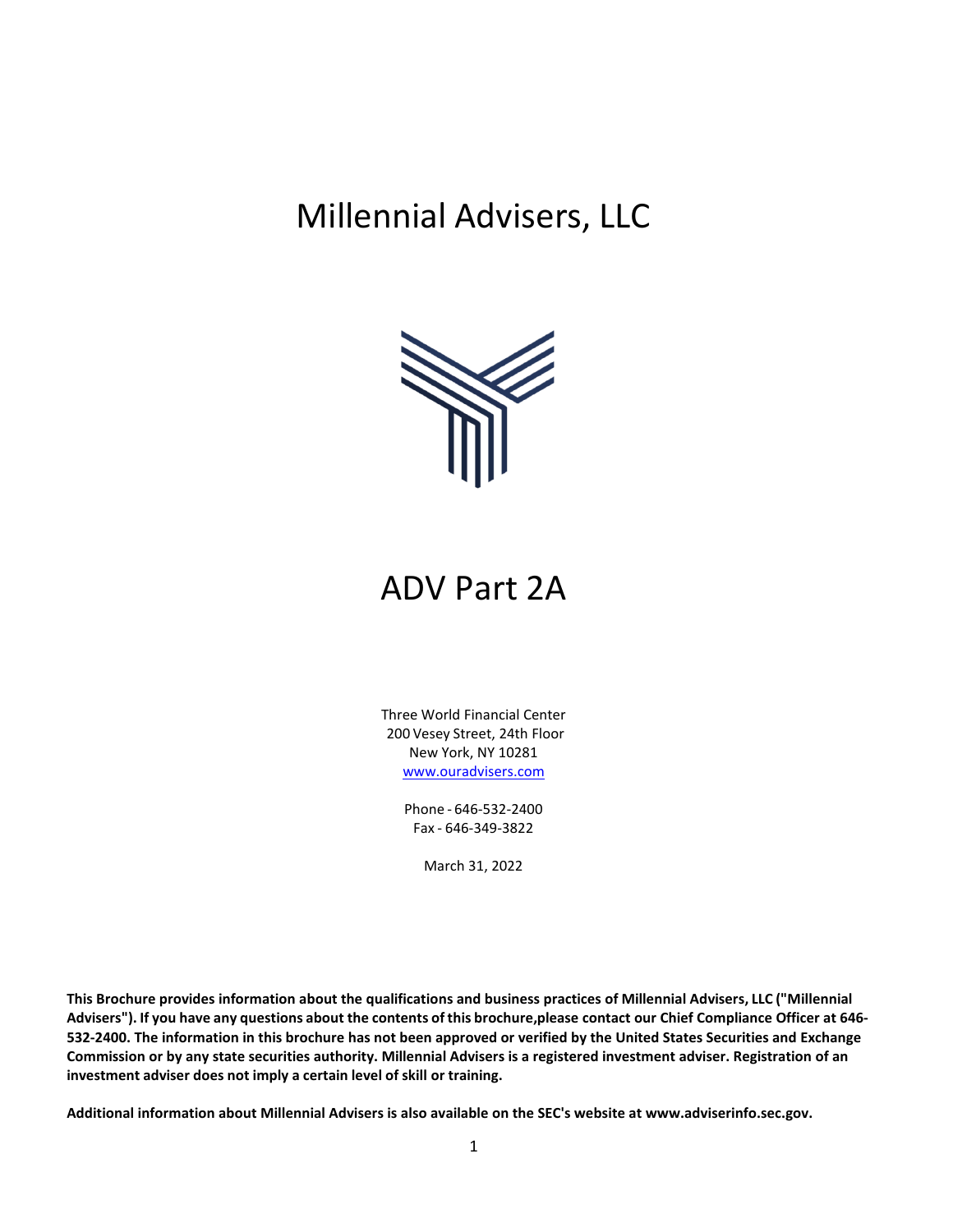# Millennial Advisers, LLC

# ADV Part 2A

Three World Financial Center
200 Vesey Street, 24th Floor
New York, NY 10281
www.ouradvisers.com

Phone - 646-532-2400
Fax - 646-349-3822

March 31, 2022

**This Brochure provides information about the qualifications and business practices of Millennial Advisers, LLC ("Millennial Advisers"). If you have any questions about the contents of this brochure,please contact our Chief Compliance Officer at 646-532-2400. The information in this brochure has not been approved or verified by the United States Securities and Exchange Commission or by any state securities authority. Millennial Advisers is a registered investment adviser. Registration of an investment adviser does not imply a certain level of skill or training.**

**Additional information about Millennial Advisers is also available on the SEC's website at www.adviserinfo.sec.gov.**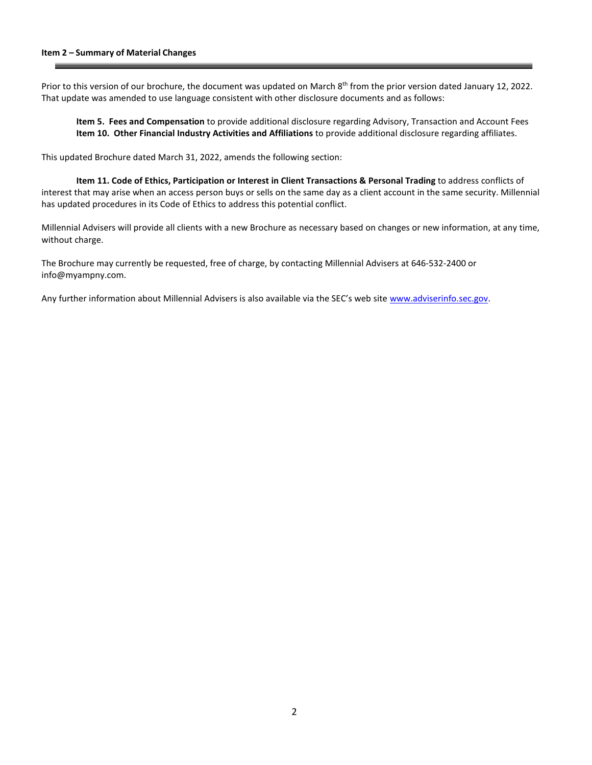## Item 2 – Summary of Material Changes

Prior to this version of our brochure, the document was updated on March 8th from the prior version dated January 12, 2022. That update was amended to use language consistent with other disclosure documents and as follows:

**Item 5. Fees and Compensation** to provide additional disclosure regarding Advisory, Transaction and Account Fees
**Item 10. Other Financial Industry Activities and Affiliations** to provide additional disclosure regarding affiliates.

This updated Brochure dated March 31, 2022, amends the following section:

**Item 11. Code of Ethics, Participation or Interest in Client Transactions & Personal Trading** to address conflicts of interest that may arise when an access person buys or sells on the same day as a client account in the same security. Millennial has updated procedures in its Code of Ethics to address this potential conflict.

Millennial Advisers will provide all clients with a new Brochure as necessary based on changes or new information, at any time, without charge.

The Brochure may currently be requested, free of charge, by contacting Millennial Advisers at 646-532-2400 or info@myampny.com.

Any further information about Millennial Advisers is also available via the SEC's web site [www.adviserinfo.sec.gov](http://www.adviserinfo.sec.gov).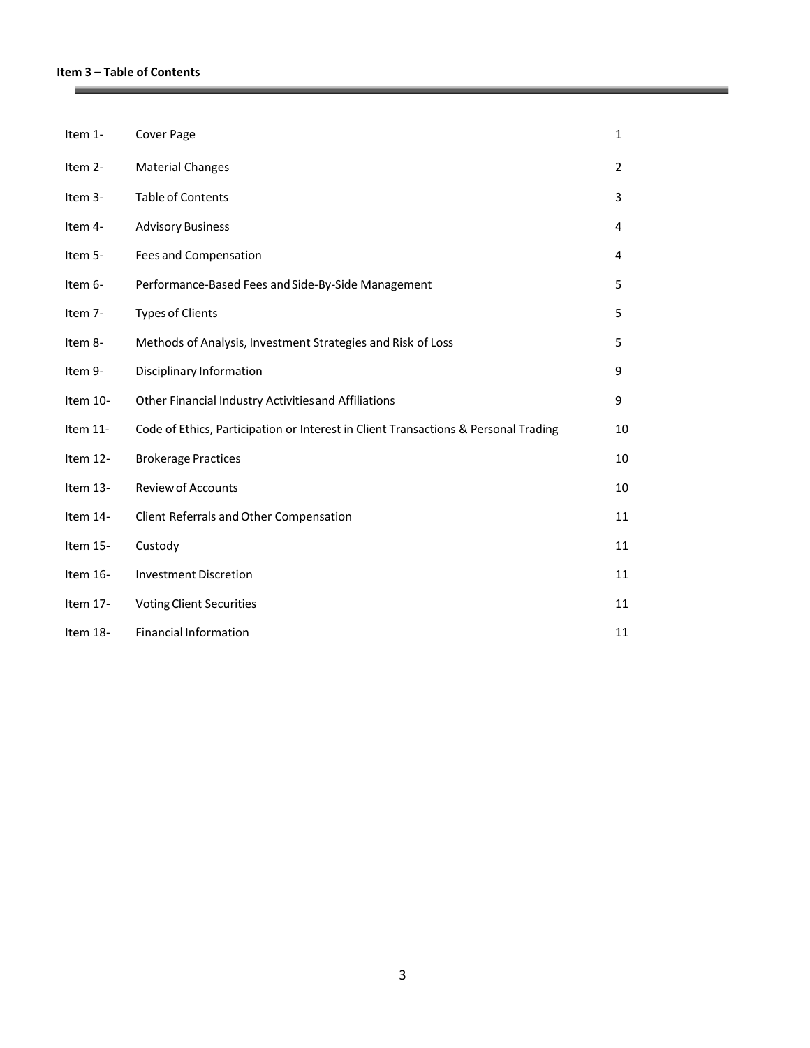**Item 3 – Table of Contents**

| | | |
|---|---|---|
| Item 1- | Cover Page | 1 |
| Item 2- | Material Changes | 2 |
| Item 3- | Table of Contents | 3 |
| Item 4- | Advisory Business | 4 |
| Item 5- | Fees and Compensation | 4 |
| Item 6- | Performance-Based Fees and Side-By-Side Management | 5 |
| Item 7- | Types of Clients | 5 |
| Item 8- | Methods of Analysis, Investment Strategies and Risk of Loss | 5 |
| Item 9- | Disciplinary Information | 9 |
| Item 10- | Other Financial Industry Activities and Affiliations | 9 |
| Item 11- | Code of Ethics, Participation or Interest in Client Transactions & Personal Trading | 10 |
| Item 12- | Brokerage Practices | 10 |
| Item 13- | Review of Accounts | 10 |
| Item 14- | Client Referrals and Other Compensation | 11 |
| Item 15- | Custody | 11 |
| Item 16- | Investment Discretion | 11 |
| Item 17- | Voting Client Securities | 11 |
| Item 18- | Financial Information | 11 |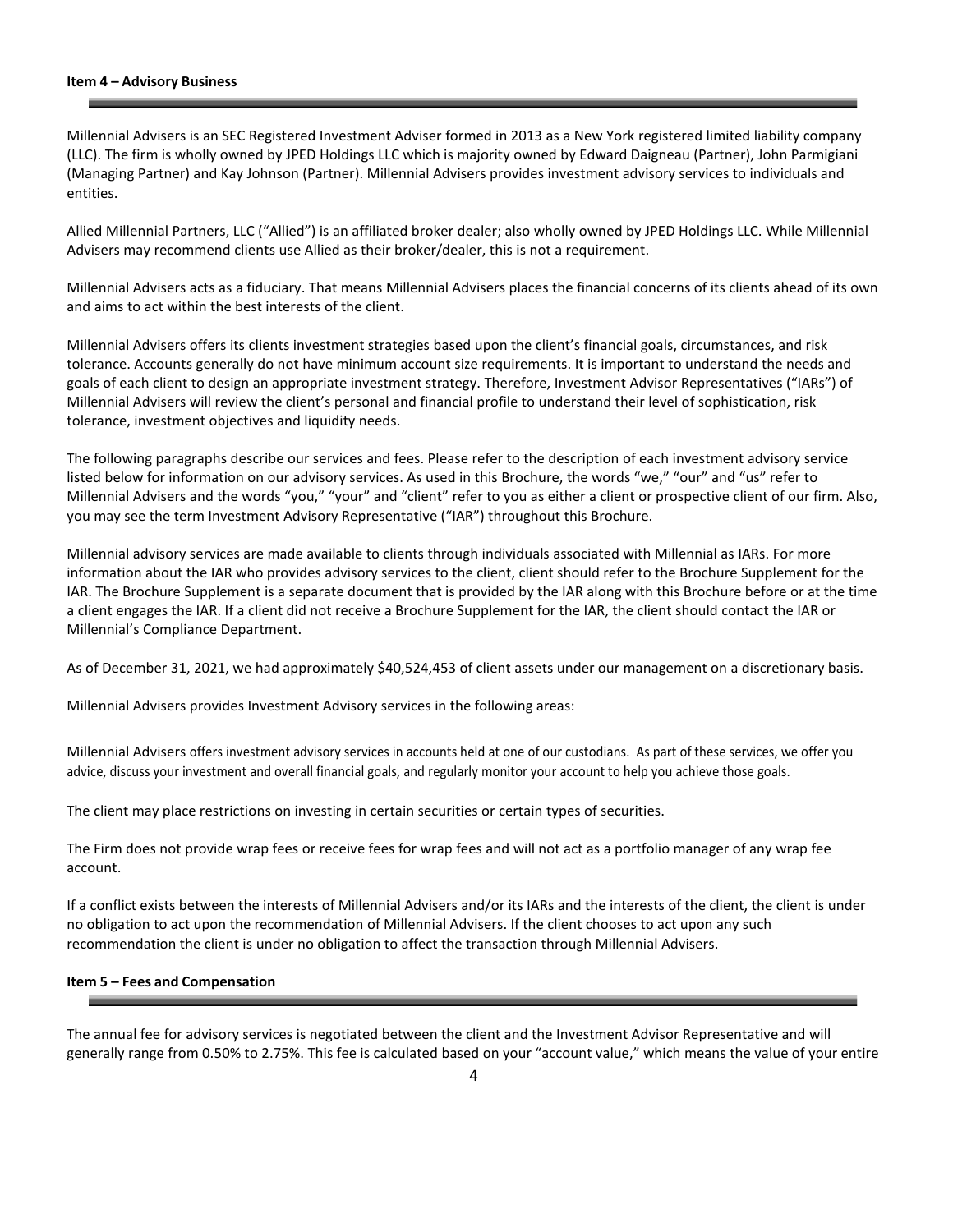## Item 4 – Advisory Business

Millennial Advisers is an SEC Registered Investment Adviser formed in 2013 as a New York registered limited liability company (LLC). The firm is wholly owned by JPED Holdings LLC which is majority owned by Edward Daigneau (Partner), John Parmigiani (Managing Partner) and Kay Johnson (Partner). Millennial Advisers provides investment advisory services to individuals and entities.

Allied Millennial Partners, LLC ("Allied") is an affiliated broker dealer; also wholly owned by JPED Holdings LLC. While Millennial Advisers may recommend clients use Allied as their broker/dealer, this is not a requirement.

Millennial Advisers acts as a fiduciary. That means Millennial Advisers places the financial concerns of its clients ahead of its own and aims to act within the best interests of the client.

Millennial Advisers offers its clients investment strategies based upon the client's financial goals, circumstances, and risk tolerance. Accounts generally do not have minimum account size requirements. It is important to understand the needs and goals of each client to design an appropriate investment strategy. Therefore, Investment Advisor Representatives ("IARs") of Millennial Advisers will review the client's personal and financial profile to understand their level of sophistication, risk tolerance, investment objectives and liquidity needs.

The following paragraphs describe our services and fees. Please refer to the description of each investment advisory service listed below for information on our advisory services. As used in this Brochure, the words "we," "our" and "us" refer to Millennial Advisers and the words "you," "your" and "client" refer to you as either a client or prospective client of our firm. Also, you may see the term Investment Advisory Representative ("IAR") throughout this Brochure.

Millennial advisory services are made available to clients through individuals associated with Millennial as IARs. For more information about the IAR who provides advisory services to the client, client should refer to the Brochure Supplement for the IAR. The Brochure Supplement is a separate document that is provided by the IAR along with this Brochure before or at the time a client engages the IAR. If a client did not receive a Brochure Supplement for the IAR, the client should contact the IAR or Millennial's Compliance Department.

As of December 31, 2021, we had approximately $40,524,453 of client assets under our management on a discretionary basis.

Millennial Advisers provides Investment Advisory services in the following areas:

Millennial Advisers offers investment advisory services in accounts held at one of our custodians. As part of these services, we offer you advice, discuss your investment and overall financial goals, and regularly monitor your account to help you achieve those goals.

The client may place restrictions on investing in certain securities or certain types of securities.

The Firm does not provide wrap fees or receive fees for wrap fees and will not act as a portfolio manager of any wrap fee account.

If a conflict exists between the interests of Millennial Advisers and/or its IARs and the interests of the client, the client is under no obligation to act upon the recommendation of Millennial Advisers. If the client chooses to act upon any such recommendation the client is under no obligation to affect the transaction through Millennial Advisers.

## Item 5 – Fees and Compensation

The annual fee for advisory services is negotiated between the client and the Investment Advisor Representative and will generally range from 0.50% to 2.75%. This fee is calculated based on your "account value," which means the value of your entire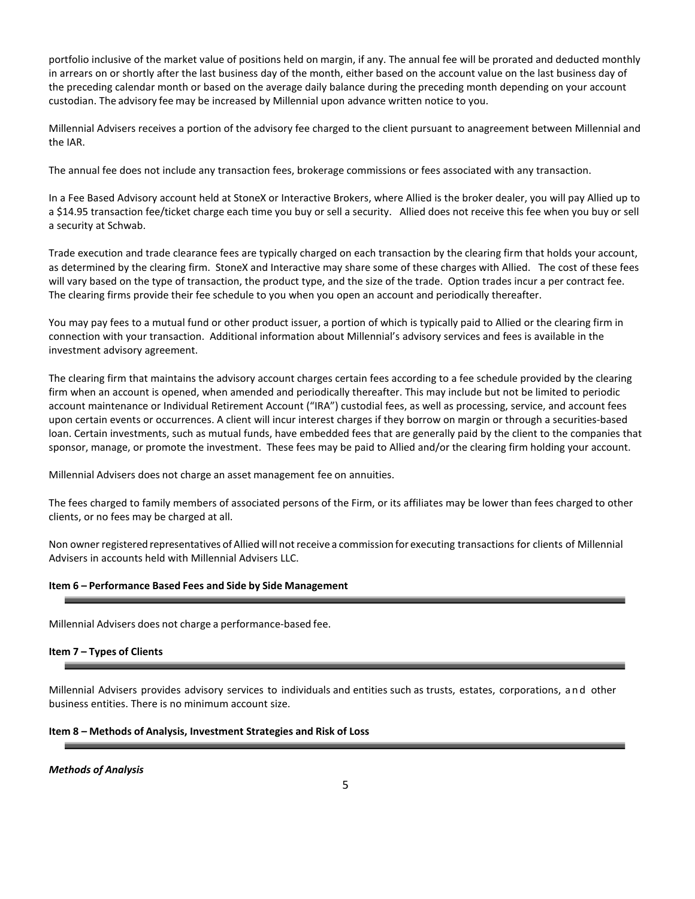portfolio inclusive of the market value of positions held on margin, if any. The annual fee will be prorated and deducted monthly in arrears on or shortly after the last business day of the month, either based on the account value on the last business day of the preceding calendar month or based on the average daily balance during the preceding month depending on your account custodian. The advisory fee may be increased by Millennial upon advance written notice to you.

Millennial Advisers receives a portion of the advisory fee charged to the client pursuant to anagreement between Millennial and the IAR.

The annual fee does not include any transaction fees, brokerage commissions or fees associated with any transaction.

In a Fee Based Advisory account held at StoneX or Interactive Brokers, where Allied is the broker dealer, you will pay Allied up to a $14.95 transaction fee/ticket charge each time you buy or sell a security. Allied does not receive this fee when you buy or sell a security at Schwab.

Trade execution and trade clearance fees are typically charged on each transaction by the clearing firm that holds your account, as determined by the clearing firm. StoneX and Interactive may share some of these charges with Allied. The cost of these fees will vary based on the type of transaction, the product type, and the size of the trade. Option trades incur a per contract fee. The clearing firms provide their fee schedule to you when you open an account and periodically thereafter.

You may pay fees to a mutual fund or other product issuer, a portion of which is typically paid to Allied or the clearing firm in connection with your transaction. Additional information about Millennial's advisory services and fees is available in the investment advisory agreement.

The clearing firm that maintains the advisory account charges certain fees according to a fee schedule provided by the clearing firm when an account is opened, when amended and periodically thereafter. This may include but not be limited to periodic account maintenance or Individual Retirement Account ("IRA") custodial fees, as well as processing, service, and account fees upon certain events or occurrences. A client will incur interest charges if they borrow on margin or through a securities-based loan. Certain investments, such as mutual funds, have embedded fees that are generally paid by the client to the companies that sponsor, manage, or promote the investment. These fees may be paid to Allied and/or the clearing firm holding your account.

Millennial Advisers does not charge an asset management fee on annuities.

The fees charged to family members of associated persons of the Firm, or its affiliates may be lower than fees charged to other clients, or no fees may be charged at all.

Non owner registered representatives of Allied will not receive a commission for executing transactions for clients of Millennial Advisers in accounts held with Millennial Advisers LLC.

## Item 6 – Performance Based Fees and Side by Side Management

Millennial Advisers does not charge a performance-based fee.

## Item 7 – Types of Clients

Millennial Advisers provides advisory services to individuals and entities such as trusts, estates, corporations, and other business entities. There is no minimum account size.

## Item 8 – Methods of Analysis, Investment Strategies and Risk of Loss

***Methods of Analysis***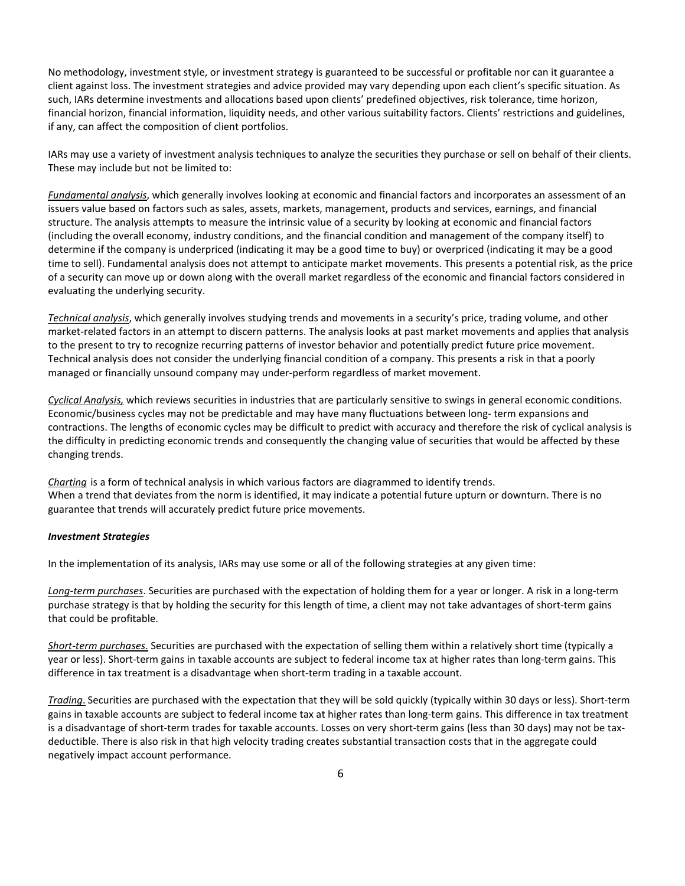No methodology, investment style, or investment strategy is guaranteed to be successful or profitable nor can it guarantee a client against loss. The investment strategies and advice provided may vary depending upon each client's specific situation. As such, IARs determine investments and allocations based upon clients' predefined objectives, risk tolerance, time horizon, financial horizon, financial information, liquidity needs, and other various suitability factors. Clients' restrictions and guidelines, if any, can affect the composition of client portfolios.

IARs may use a variety of investment analysis techniques to analyze the securities they purchase or sell on behalf of their clients. These may include but not be limited to:

*Fundamental analysis*, which generally involves looking at economic and financial factors and incorporates an assessment of an issuers value based on factors such as sales, assets, markets, management, products and services, earnings, and financial structure. The analysis attempts to measure the intrinsic value of a security by looking at economic and financial factors (including the overall economy, industry conditions, and the financial condition and management of the company itself) to determine if the company is underpriced (indicating it may be a good time to buy) or overpriced (indicating it may be a good time to sell). Fundamental analysis does not attempt to anticipate market movements. This presents a potential risk, as the price of a security can move up or down along with the overall market regardless of the economic and financial factors considered in evaluating the underlying security.

*Technical analysis*, which generally involves studying trends and movements in a security's price, trading volume, and other market-related factors in an attempt to discern patterns. The analysis looks at past market movements and applies that analysis to the present to try to recognize recurring patterns of investor behavior and potentially predict future price movement. Technical analysis does not consider the underlying financial condition of a company. This presents a risk in that a poorly managed or financially unsound company may under-perform regardless of market movement.

*Cyclical Analysis,* which reviews securities in industries that are particularly sensitive to swings in general economic conditions. Economic/business cycles may not be predictable and may have many fluctuations between long- term expansions and contractions. The lengths of economic cycles may be difficult to predict with accuracy and therefore the risk of cyclical analysis is the difficulty in predicting economic trends and consequently the changing value of securities that would be affected by these changing trends.

*Charting* is a form of technical analysis in which various factors are diagrammed to identify trends.
When a trend that deviates from the norm is identified, it may indicate a potential future upturn or downturn. There is no guarantee that trends will accurately predict future price movements.

***Investment Strategies***

In the implementation of its analysis, IARs may use some or all of the following strategies at any given time:

*Long-term purchases*. Securities are purchased with the expectation of holding them for a year or longer. A risk in a long-term purchase strategy is that by holding the security for this length of time, a client may not take advantages of short-term gains that could be profitable.

*Short-term purchases*. Securities are purchased with the expectation of selling them within a relatively short time (typically a year or less). Short-term gains in taxable accounts are subject to federal income tax at higher rates than long-term gains. This difference in tax treatment is a disadvantage when short-term trading in a taxable account.

*Trading*. Securities are purchased with the expectation that they will be sold quickly (typically within 30 days or less). Short-term gains in taxable accounts are subject to federal income tax at higher rates than long-term gains. This difference in tax treatment is a disadvantage of short-term trades for taxable accounts. Losses on very short-term gains (less than 30 days) may not be tax-deductible. There is also risk in that high velocity trading creates substantial transaction costs that in the aggregate could negatively impact account performance.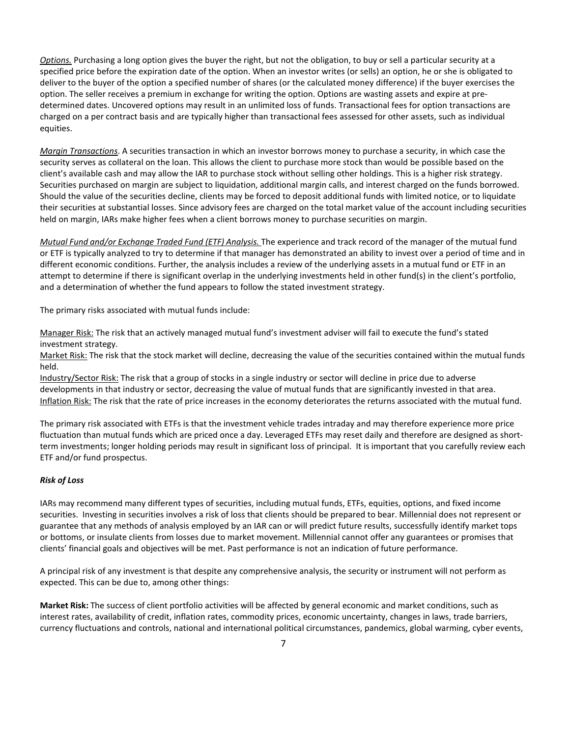*Options.* Purchasing a long option gives the buyer the right, but not the obligation, to buy or sell a particular security at a specified price before the expiration date of the option. When an investor writes (or sells) an option, he or she is obligated to deliver to the buyer of the option a specified number of shares (or the calculated money difference) if the buyer exercises the option. The seller receives a premium in exchange for writing the option. Options are wasting assets and expire at pre-determined dates. Uncovered options may result in an unlimited loss of funds. Transactional fees for option transactions are charged on a per contract basis and are typically higher than transactional fees assessed for other assets, such as individual equities.

*Margin Transactions*. A securities transaction in which an investor borrows money to purchase a security, in which case the security serves as collateral on the loan. This allows the client to purchase more stock than would be possible based on the client's available cash and may allow the IAR to purchase stock without selling other holdings. This is a higher risk strategy. Securities purchased on margin are subject to liquidation, additional margin calls, and interest charged on the funds borrowed. Should the value of the securities decline, clients may be forced to deposit additional funds with limited notice, or to liquidate their securities at substantial losses. Since advisory fees are charged on the total market value of the account including securities held on margin, IARs make higher fees when a client borrows money to purchase securities on margin.

*Mutual Fund and/or Exchange Traded Fund (ETF) Analysis.* The experience and track record of the manager of the mutual fund or ETF is typically analyzed to try to determine if that manager has demonstrated an ability to invest over a period of time and in different economic conditions. Further, the analysis includes a review of the underlying assets in a mutual fund or ETF in an attempt to determine if there is significant overlap in the underlying investments held in other fund(s) in the client's portfolio, and a determination of whether the fund appears to follow the stated investment strategy.

The primary risks associated with mutual funds include:

Manager Risk: The risk that an actively managed mutual fund's investment adviser will fail to execute the fund's stated investment strategy.
Market Risk: The risk that the stock market will decline, decreasing the value of the securities contained within the mutual funds held.
Industry/Sector Risk: The risk that a group of stocks in a single industry or sector will decline in price due to adverse developments in that industry or sector, decreasing the value of mutual funds that are significantly invested in that area.
Inflation Risk: The risk that the rate of price increases in the economy deteriorates the returns associated with the mutual fund.

The primary risk associated with ETFs is that the investment vehicle trades intraday and may therefore experience more price fluctuation than mutual funds which are priced once a day. Leveraged ETFs may reset daily and therefore are designed as short-term investments; longer holding periods may result in significant loss of principal. It is important that you carefully review each ETF and/or fund prospectus.

***Risk of Loss***

IARs may recommend many different types of securities, including mutual funds, ETFs, equities, options, and fixed income securities. Investing in securities involves a risk of loss that clients should be prepared to bear. Millennial does not represent or guarantee that any methods of analysis employed by an IAR can or will predict future results, successfully identify market tops or bottoms, or insulate clients from losses due to market movement. Millennial cannot offer any guarantees or promises that clients' financial goals and objectives will be met. Past performance is not an indication of future performance.

A principal risk of any investment is that despite any comprehensive analysis, the security or instrument will not perform as expected. This can be due to, among other things:

**Market Risk:** The success of client portfolio activities will be affected by general economic and market conditions, such as interest rates, availability of credit, inflation rates, commodity prices, economic uncertainty, changes in laws, trade barriers, currency fluctuations and controls, national and international political circumstances, pandemics, global warming, cyber events,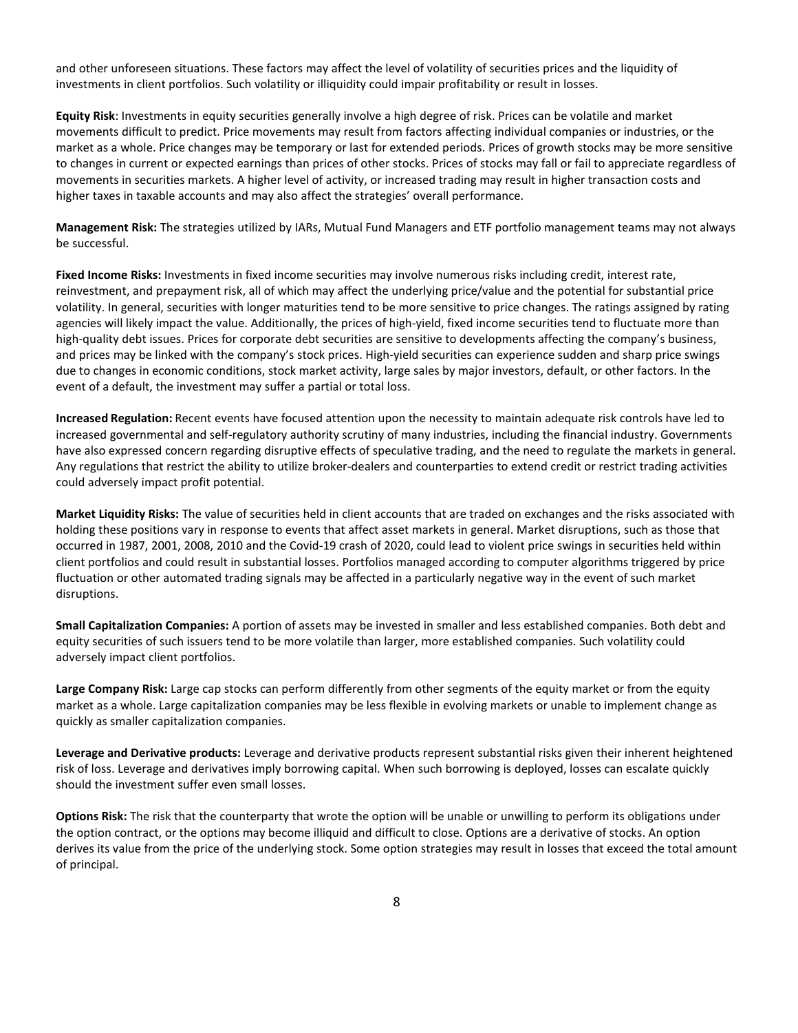and other unforeseen situations. These factors may affect the level of volatility of securities prices and the liquidity of investments in client portfolios. Such volatility or illiquidity could impair profitability or result in losses.

**Equity Risk**: Investments in equity securities generally involve a high degree of risk. Prices can be volatile and market movements difficult to predict. Price movements may result from factors affecting individual companies or industries, or the market as a whole. Price changes may be temporary or last for extended periods. Prices of growth stocks may be more sensitive to changes in current or expected earnings than prices of other stocks. Prices of stocks may fall or fail to appreciate regardless of movements in securities markets. A higher level of activity, or increased trading may result in higher transaction costs and higher taxes in taxable accounts and may also affect the strategies' overall performance.

**Management Risk:** The strategies utilized by IARs, Mutual Fund Managers and ETF portfolio management teams may not always be successful.

**Fixed Income Risks:** Investments in fixed income securities may involve numerous risks including credit, interest rate, reinvestment, and prepayment risk, all of which may affect the underlying price/value and the potential for substantial price volatility. In general, securities with longer maturities tend to be more sensitive to price changes. The ratings assigned by rating agencies will likely impact the value. Additionally, the prices of high-yield, fixed income securities tend to fluctuate more than high-quality debt issues. Prices for corporate debt securities are sensitive to developments affecting the company's business, and prices may be linked with the company's stock prices. High-yield securities can experience sudden and sharp price swings due to changes in economic conditions, stock market activity, large sales by major investors, default, or other factors. In the event of a default, the investment may suffer a partial or total loss.

**Increased Regulation:** Recent events have focused attention upon the necessity to maintain adequate risk controls have led to increased governmental and self-regulatory authority scrutiny of many industries, including the financial industry. Governments have also expressed concern regarding disruptive effects of speculative trading, and the need to regulate the markets in general. Any regulations that restrict the ability to utilize broker-dealers and counterparties to extend credit or restrict trading activities could adversely impact profit potential.

**Market Liquidity Risks:** The value of securities held in client accounts that are traded on exchanges and the risks associated with holding these positions vary in response to events that affect asset markets in general. Market disruptions, such as those that occurred in 1987, 2001, 2008, 2010 and the Covid-19 crash of 2020, could lead to violent price swings in securities held within client portfolios and could result in substantial losses. Portfolios managed according to computer algorithms triggered by price fluctuation or other automated trading signals may be affected in a particularly negative way in the event of such market disruptions.

**Small Capitalization Companies:** A portion of assets may be invested in smaller and less established companies. Both debt and equity securities of such issuers tend to be more volatile than larger, more established companies. Such volatility could adversely impact client portfolios.

**Large Company Risk:** Large cap stocks can perform differently from other segments of the equity market or from the equity market as a whole. Large capitalization companies may be less flexible in evolving markets or unable to implement change as quickly as smaller capitalization companies.

**Leverage and Derivative products:** Leverage and derivative products represent substantial risks given their inherent heightened risk of loss. Leverage and derivatives imply borrowing capital. When such borrowing is deployed, losses can escalate quickly should the investment suffer even small losses.

**Options Risk:** The risk that the counterparty that wrote the option will be unable or unwilling to perform its obligations under the option contract, or the options may become illiquid and difficult to close. Options are a derivative of stocks. An option derives its value from the price of the underlying stock. Some option strategies may result in losses that exceed the total amount of principal.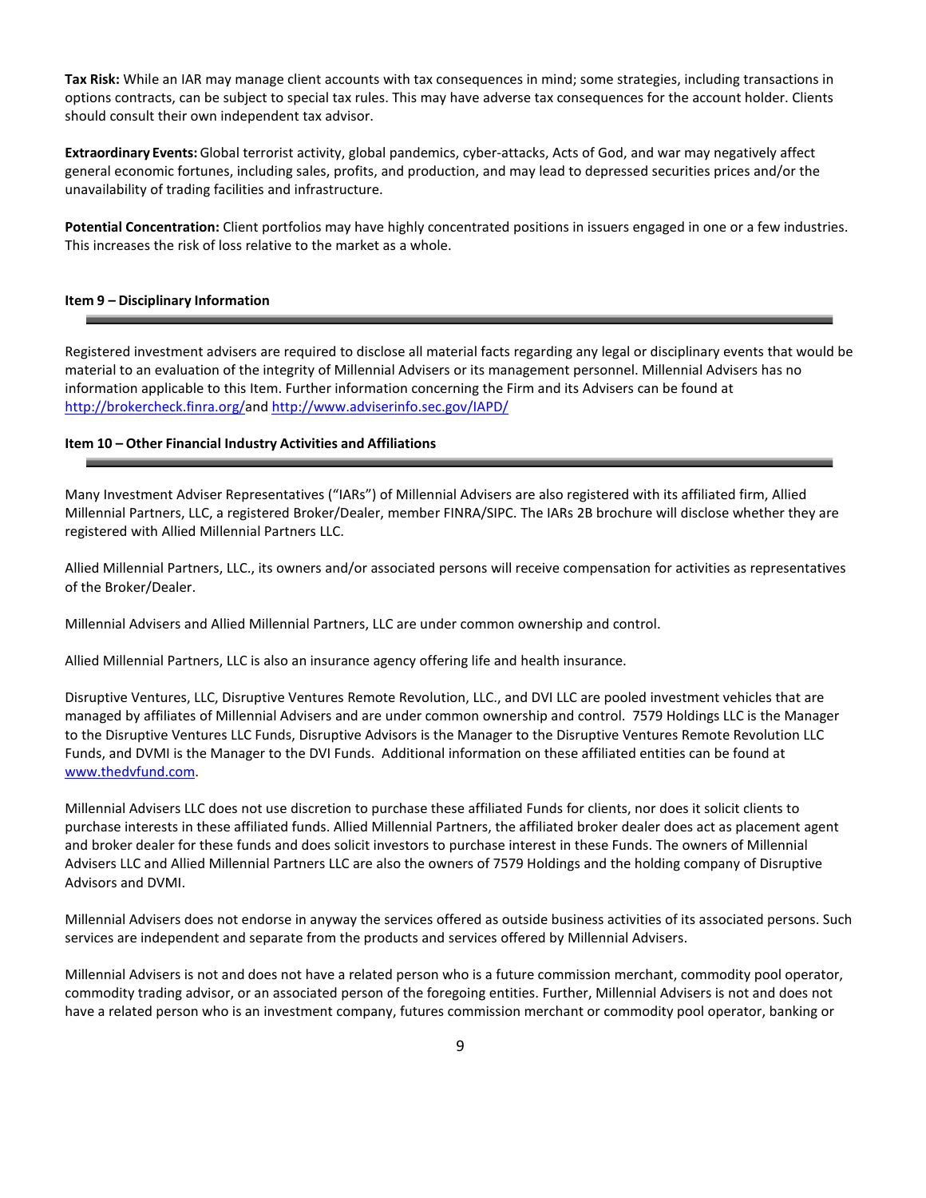**Tax Risk:** While an IAR may manage client accounts with tax consequences in mind; some strategies, including transactions in options contracts, can be subject to special tax rules. This may have adverse tax consequences for the account holder. Clients should consult their own independent tax advisor.

**Extraordinary Events:** Global terrorist activity, global pandemics, cyber-attacks, Acts of God, and war may negatively affect general economic fortunes, including sales, profits, and production, and may lead to depressed securities prices and/or the unavailability of trading facilities and infrastructure.

**Potential Concentration:** Client portfolios may have highly concentrated positions in issuers engaged in one or a few industries. This increases the risk of loss relative to the market as a whole.

## Item 9 – Disciplinary Information

Registered investment advisers are required to disclose all material facts regarding any legal or disciplinary events that would be material to an evaluation of the integrity of Millennial Advisers or its management personnel. Millennial Advisers has no information applicable to this Item. Further information concerning the Firm and its Advisers can be found at http://brokercheck.finra.org/and http://www.adviserinfo.sec.gov/IAPD/

## Item 10 – Other Financial Industry Activities and Affiliations

Many Investment Adviser Representatives ("IARs") of Millennial Advisers are also registered with its affiliated firm, Allied Millennial Partners, LLC, a registered Broker/Dealer, member FINRA/SIPC. The IARs 2B brochure will disclose whether they are registered with Allied Millennial Partners LLC.

Allied Millennial Partners, LLC., its owners and/or associated persons will receive compensation for activities as representatives of the Broker/Dealer.

Millennial Advisers and Allied Millennial Partners, LLC are under common ownership and control.

Allied Millennial Partners, LLC is also an insurance agency offering life and health insurance.

Disruptive Ventures, LLC, Disruptive Ventures Remote Revolution, LLC., and DVI LLC are pooled investment vehicles that are managed by affiliates of Millennial Advisers and are under common ownership and control. 7579 Holdings LLC is the Manager to the Disruptive Ventures LLC Funds, Disruptive Advisors is the Manager to the Disruptive Ventures Remote Revolution LLC Funds, and DVMI is the Manager to the DVI Funds. Additional information on these affiliated entities can be found at www.thedvfund.com.

Millennial Advisers LLC does not use discretion to purchase these affiliated Funds for clients, nor does it solicit clients to purchase interests in these affiliated funds. Allied Millennial Partners, the affiliated broker dealer does act as placement agent and broker dealer for these funds and does solicit investors to purchase interest in these Funds. The owners of Millennial Advisers LLC and Allied Millennial Partners LLC are also the owners of 7579 Holdings and the holding company of Disruptive Advisors and DVMI.

Millennial Advisers does not endorse in anyway the services offered as outside business activities of its associated persons. Such services are independent and separate from the products and services offered by Millennial Advisers.

Millennial Advisers is not and does not have a related person who is a future commission merchant, commodity pool operator, commodity trading advisor, or an associated person of the foregoing entities. Further, Millennial Advisers is not and does not have a related person who is an investment company, futures commission merchant or commodity pool operator, banking or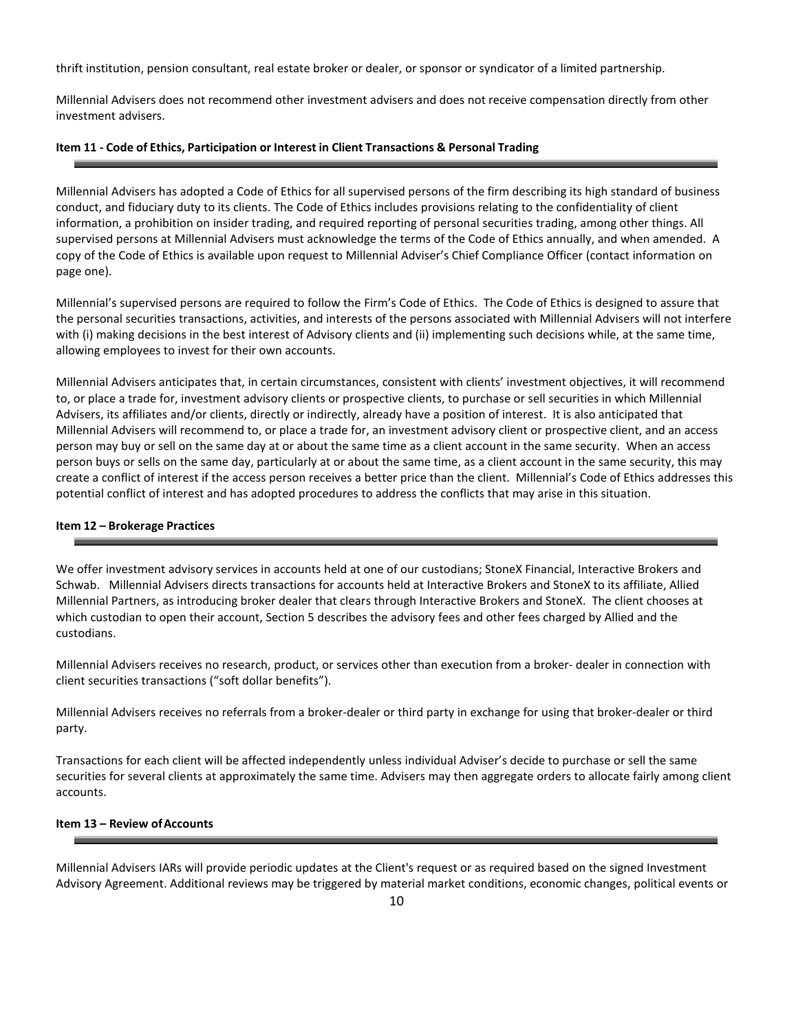thrift institution, pension consultant, real estate broker or dealer, or sponsor or syndicator of a limited partnership.

Millennial Advisers does not recommend other investment advisers and does not receive compensation directly from other investment advisers.

## Item 11 - Code of Ethics, Participation or Interest in Client Transactions & Personal Trading

Millennial Advisers has adopted a Code of Ethics for all supervised persons of the firm describing its high standard of business conduct, and fiduciary duty to its clients. The Code of Ethics includes provisions relating to the confidentiality of client information, a prohibition on insider trading, and required reporting of personal securities trading, among other things. All supervised persons at Millennial Advisers must acknowledge the terms of the Code of Ethics annually, and when amended. A copy of the Code of Ethics is available upon request to Millennial Adviser's Chief Compliance Officer (contact information on page one).

Millennial's supervised persons are required to follow the Firm's Code of Ethics. The Code of Ethics is designed to assure that the personal securities transactions, activities, and interests of the persons associated with Millennial Advisers will not interfere with (i) making decisions in the best interest of Advisory clients and (ii) implementing such decisions while, at the same time, allowing employees to invest for their own accounts.

Millennial Advisers anticipates that, in certain circumstances, consistent with clients' investment objectives, it will recommend to, or place a trade for, investment advisory clients or prospective clients, to purchase or sell securities in which Millennial Advisers, its affiliates and/or clients, directly or indirectly, already have a position of interest. It is also anticipated that Millennial Advisers will recommend to, or place a trade for, an investment advisory client or prospective client, and an access person may buy or sell on the same day at or about the same time as a client account in the same security. When an access person buys or sells on the same day, particularly at or about the same time, as a client account in the same security, this may create a conflict of interest if the access person receives a better price than the client. Millennial's Code of Ethics addresses this potential conflict of interest and has adopted procedures to address the conflicts that may arise in this situation.

## Item 12 – Brokerage Practices

We offer investment advisory services in accounts held at one of our custodians; StoneX Financial, Interactive Brokers and Schwab. Millennial Advisers directs transactions for accounts held at Interactive Brokers and StoneX to its affiliate, Allied Millennial Partners, as introducing broker dealer that clears through Interactive Brokers and StoneX. The client chooses at which custodian to open their account, Section 5 describes the advisory fees and other fees charged by Allied and the custodians.

Millennial Advisers receives no research, product, or services other than execution from a broker- dealer in connection with client securities transactions ("soft dollar benefits").

Millennial Advisers receives no referrals from a broker-dealer or third party in exchange for using that broker-dealer or third party.

Transactions for each client will be affected independently unless individual Adviser's decide to purchase or sell the same securities for several clients at approximately the same time. Advisers may then aggregate orders to allocate fairly among client accounts.

## Item 13 – Review of Accounts

Millennial Advisers IARs will provide periodic updates at the Client's request or as required based on the signed Investment Advisory Agreement. Additional reviews may be triggered by material market conditions, economic changes, political events or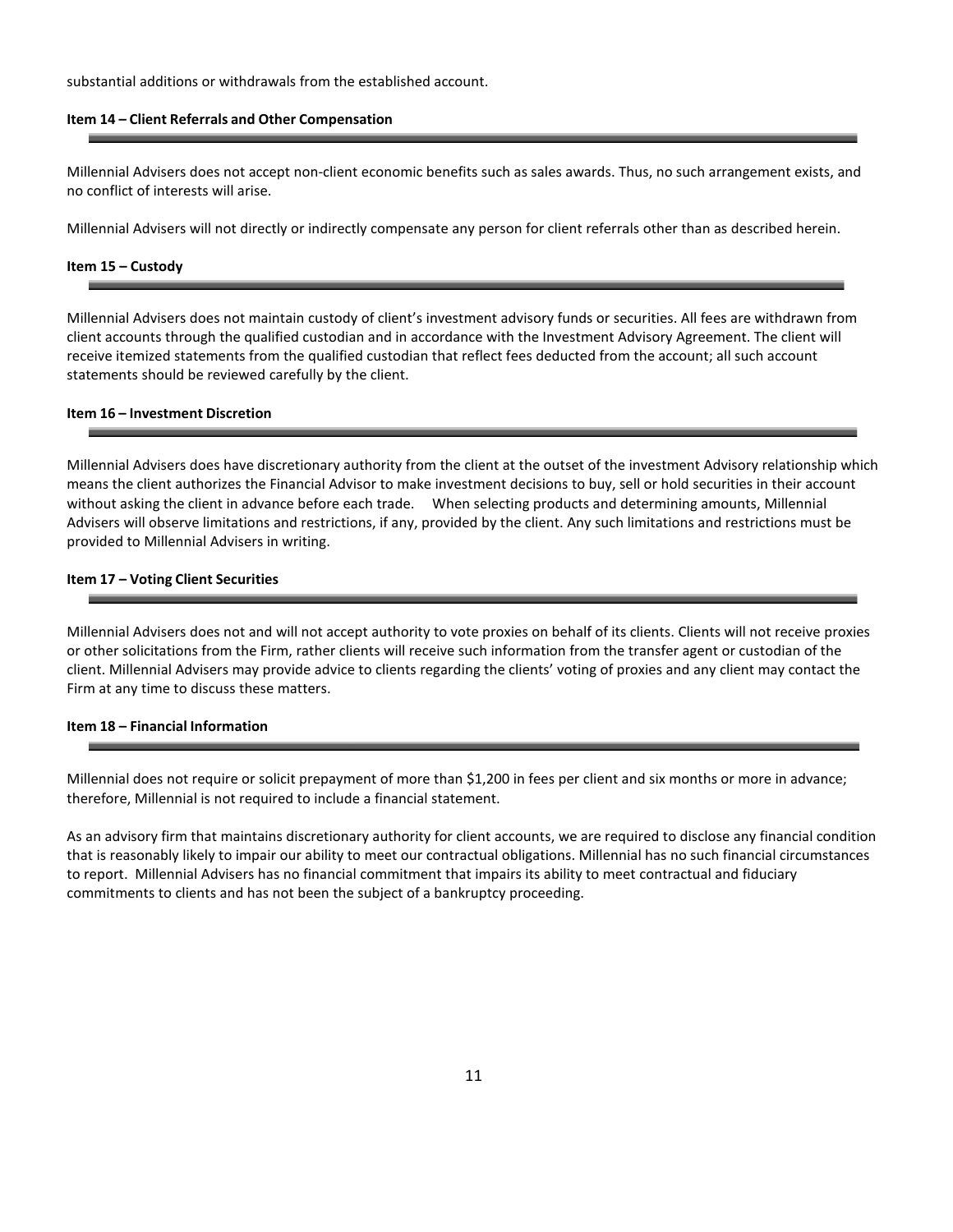substantial additions or withdrawals from the established account.

**Item 14 – Client Referrals and Other Compensation**

Millennial Advisers does not accept non-client economic benefits such as sales awards. Thus, no such arrangement exists, and no conflict of interests will arise.

Millennial Advisers will not directly or indirectly compensate any person for client referrals other than as described herein.

**Item 15 – Custody**

Millennial Advisers does not maintain custody of client's investment advisory funds or securities. All fees are withdrawn from client accounts through the qualified custodian and in accordance with the Investment Advisory Agreement. The client will receive itemized statements from the qualified custodian that reflect fees deducted from the account; all such account statements should be reviewed carefully by the client.

**Item 16 – Investment Discretion**

Millennial Advisers does have discretionary authority from the client at the outset of the investment Advisory relationship which means the client authorizes the Financial Advisor to make investment decisions to buy, sell or hold securities in their account without asking the client in advance before each trade. When selecting products and determining amounts, Millennial Advisers will observe limitations and restrictions, if any, provided by the client. Any such limitations and restrictions must be provided to Millennial Advisers in writing.

**Item 17 – Voting Client Securities**

Millennial Advisers does not and will not accept authority to vote proxies on behalf of its clients. Clients will not receive proxies or other solicitations from the Firm, rather clients will receive such information from the transfer agent or custodian of the client. Millennial Advisers may provide advice to clients regarding the clients' voting of proxies and any client may contact the Firm at any time to discuss these matters.

**Item 18 – Financial Information**

Millennial does not require or solicit prepayment of more than $1,200 in fees per client and six months or more in advance; therefore, Millennial is not required to include a financial statement.

As an advisory firm that maintains discretionary authority for client accounts, we are required to disclose any financial condition that is reasonably likely to impair our ability to meet our contractual obligations. Millennial has no such financial circumstances to report. Millennial Advisers has no financial commitment that impairs its ability to meet contractual and fiduciary commitments to clients and has not been the subject of a bankruptcy proceeding.